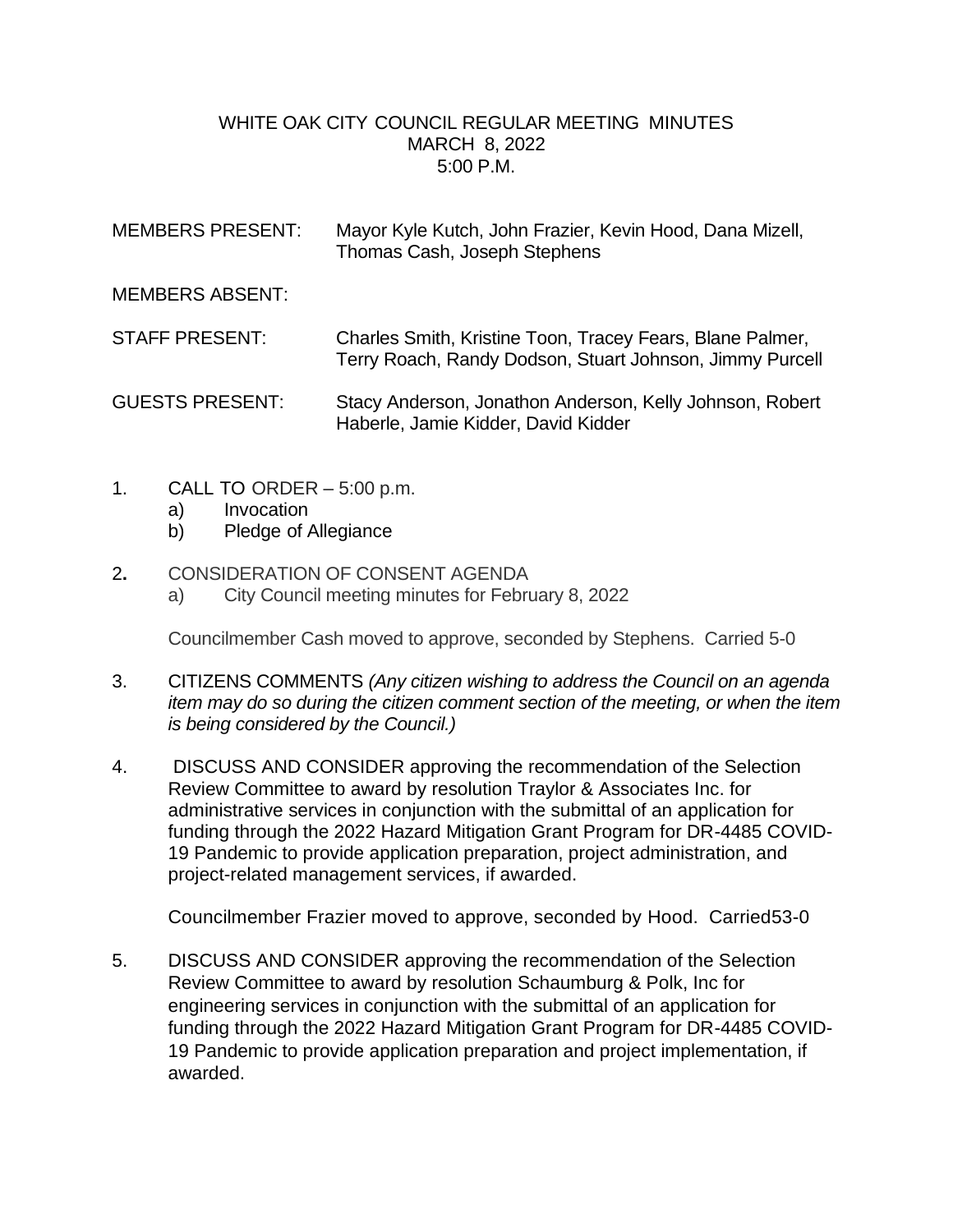# WHITE OAK CITY COUNCIL REGULAR MEETING MINUTES
## MARCH 8, 2022
## 5:00 P.M.

MEMBERS PRESENT: Mayor Kyle Kutch, John Frazier, Kevin Hood, Dana Mizell, Thomas Cash, Joseph Stephens

MEMBERS ABSENT:

STAFF PRESENT: Charles Smith, Kristine Toon, Tracey Fears, Blane Palmer, Terry Roach, Randy Dodson, Stuart Johnson, Jimmy Purcell

GUESTS PRESENT: Stacy Anderson, Jonathon Anderson, Kelly Johnson, Robert Haberle, Jamie Kidder, David Kidder

1. CALL TO ORDER – 5:00 p.m.
   a) Invocation
   b) Pledge of Allegiance

2. CONSIDERATION OF CONSENT AGENDA
   a) City Council meeting minutes for February 8, 2022

   Councilmember Cash moved to approve, seconded by Stephens. Carried 5-0

3. CITIZENS COMMENTS *(Any citizen wishing to address the Council on an agenda item may do so during the citizen comment section of the meeting, or when the item is being considered by the Council.)*

4. DISCUSS AND CONSIDER approving the recommendation of the Selection Review Committee to award by resolution Traylor & Associates Inc. for administrative services in conjunction with the submittal of an application for funding through the 2022 Hazard Mitigation Grant Program for DR-4485 COVID-19 Pandemic to provide application preparation, project administration, and project-related management services, if awarded.

   Councilmember Frazier moved to approve, seconded by Hood. Carried53-0

5. DISCUSS AND CONSIDER approving the recommendation of the Selection Review Committee to award by resolution Schaumburg & Polk, Inc for engineering services in conjunction with the submittal of an application for funding through the 2022 Hazard Mitigation Grant Program for DR-4485 COVID-19 Pandemic to provide application preparation and project implementation, if awarded.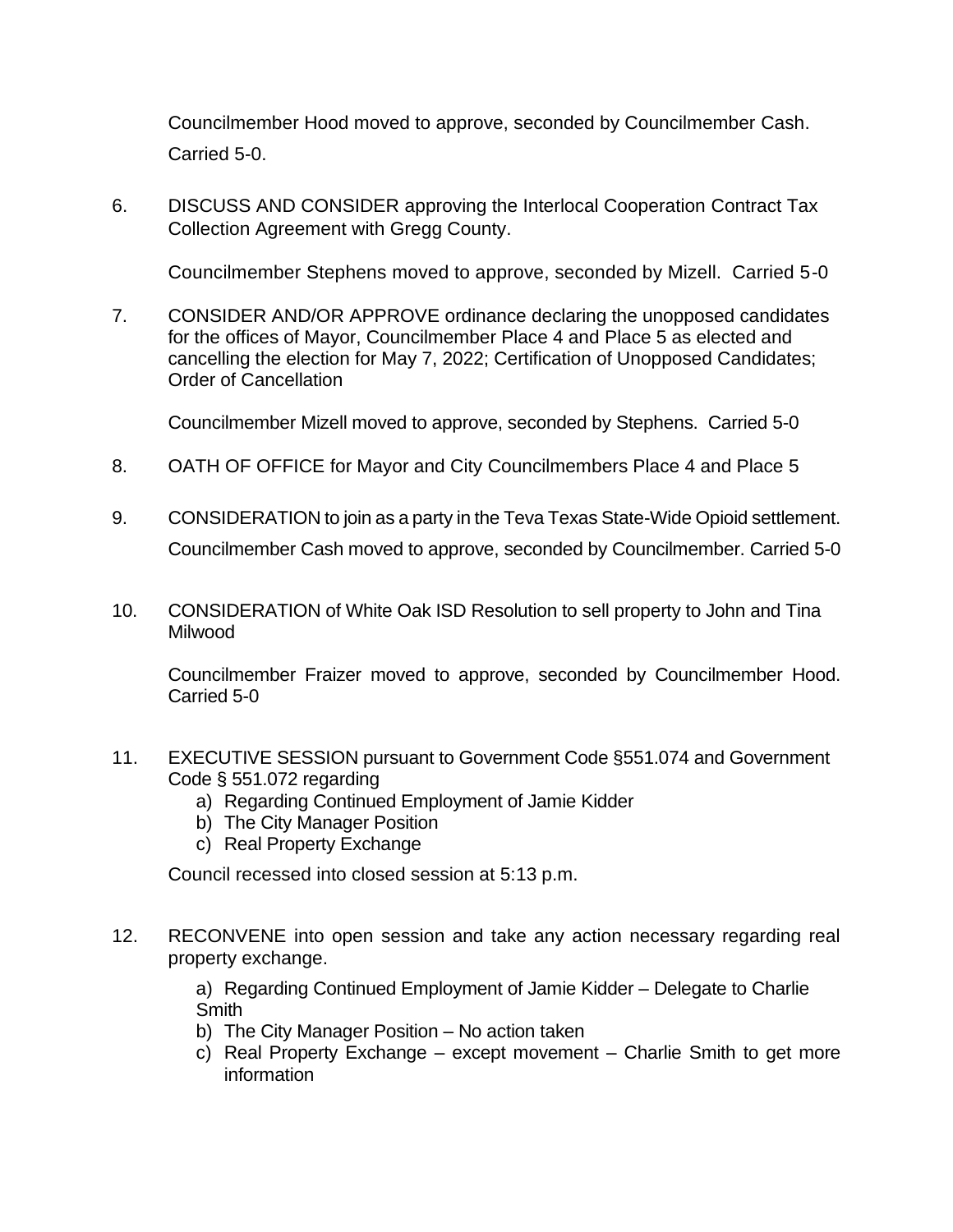Councilmember Hood moved to approve, seconded by Councilmember Cash. Carried 5-0.

6. DISCUSS AND CONSIDER approving the Interlocal Cooperation Contract Tax Collection Agreement with Gregg County.

   Councilmember Stephens moved to approve, seconded by Mizell. Carried 5-0

7. CONSIDER AND/OR APPROVE ordinance declaring the unopposed candidates for the offices of Mayor, Councilmember Place 4 and Place 5 as elected and cancelling the election for May 7, 2022; Certification of Unopposed Candidates; Order of Cancellation

   Councilmember Mizell moved to approve, seconded by Stephens. Carried 5-0

8. OATH OF OFFICE for Mayor and City Councilmembers Place 4 and Place 5

9. CONSIDERATION to join as a party in the Teva Texas State-Wide Opioid settlement.

   Councilmember Cash moved to approve, seconded by Councilmember. Carried 5-0

10. CONSIDERATION of White Oak ISD Resolution to sell property to John and Tina Milwood

    Councilmember Fraizer moved to approve, seconded by Councilmember Hood. Carried 5-0

11. EXECUTIVE SESSION pursuant to Government Code §551.074 and Government Code § 551.072 regarding
    a) Regarding Continued Employment of Jamie Kidder
    b) The City Manager Position
    c) Real Property Exchange

    Council recessed into closed session at 5:13 p.m.

12. RECONVENE into open session and take any action necessary regarding real property exchange.

    a) Regarding Continued Employment of Jamie Kidder – Delegate to Charlie Smith
    b) The City Manager Position – No action taken
    c) Real Property Exchange – except movement – Charlie Smith to get more information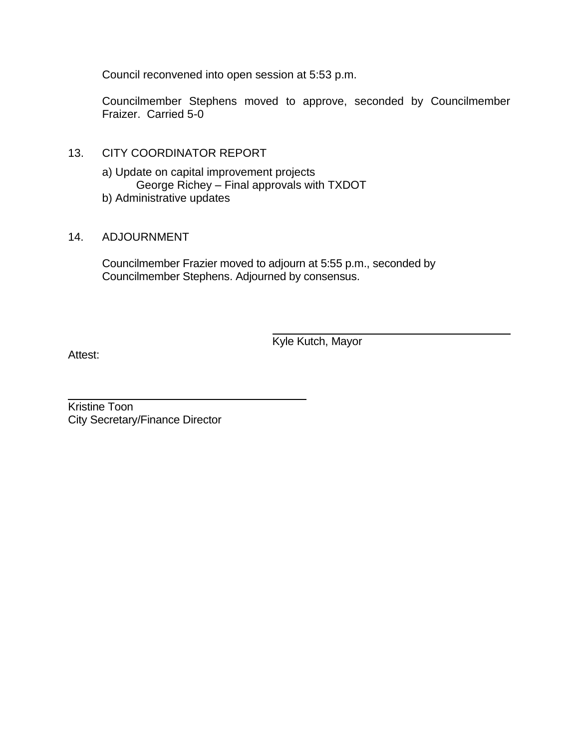Council reconvened into open session at 5:53 p.m.

Councilmember Stephens moved to approve, seconded by Councilmember Fraizer. Carried 5-0

13. CITY COORDINATOR REPORT

a) Update on capital improvement projects
George Richey – Final approvals with TXDOT
b) Administrative updates

14. ADJOURNMENT

Councilmember Frazier moved to adjourn at 5:55 p.m., seconded by Councilmember Stephens. Adjourned by consensus.

\_\_\_\_\_\_\_\_\_\_\_\_\_\_\_\_\_\_\_\_\_\_\_\_\_\_\_\_\_\_\_\_\_\_\_\_\_\_\_\_

Kyle Kutch, Mayor

Attest:

\_\_\_\_\_\_\_\_\_\_\_\_\_\_\_\_\_\_\_\_\_\_\_\_\_\_\_\_\_\_\_\_\_\_\_\_\_\_\_\_

Kristine Toon
City Secretary/Finance Director